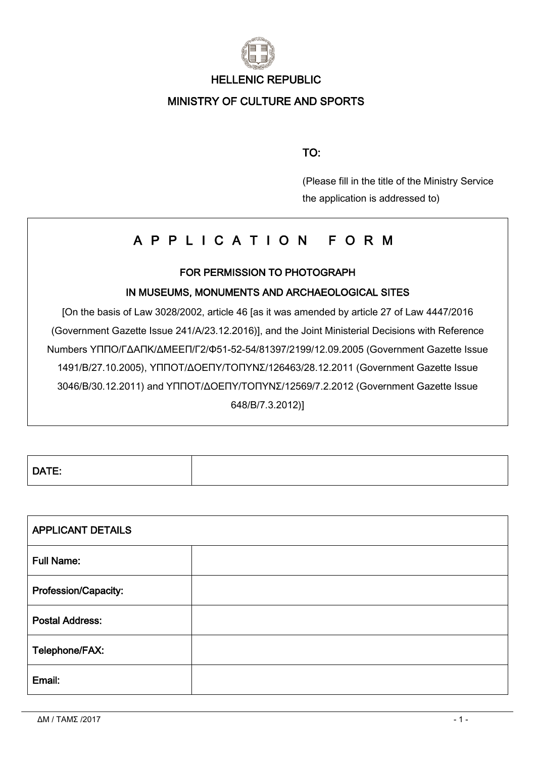HELLENIC REPUBLIC

MINISTRY OF CULTURE AND SPORTS

TO:

(Please fill in the title of the Ministry Service the application is addressed to)

# A P P L I C A T I O N   F O R M

## FOR PERMISSION TO PHOTOGRAPH IN MUSEUMS, MONUMENTS AND ARCHAEOLOGICAL SITES

[On the basis of Law 3028/2002, article 46 [as it was amended by article 27 of Law 4447/2016 (Government Gazette Issue 241/A/23.12.2016)], and the Joint Ministerial Decisions with Reference Numbers ΥΠΠΟ/ΓΔΑΠΚ/ΔΜΕΕΠ/Γ2/Φ51-52-54/81397/2199/12.09.2005 (Government Gazette Issue 1491/B/27.10.2005), ΥΠΠΟΤ/ΔΟΕΠΥ/ΤΟΠΥΝΣ/126463/28.12.2011 (Government Gazette Issue 3046/B/30.12.2011) and ΥΠΠΟΤ/ΔΟΕΠΥ/ΤΟΠΥΝΣ/12569/7.2.2012 (Government Gazette Issue 648/B/7.3.2012)]

| | |
|---|---|
| DATE: | |

| APPLICANT DETAILS | |
|---|---|
| Full Name: | |
| Profession/Capacity: | |
| Postal Address: | |
| Telephone/FAX: | |
| Email: | |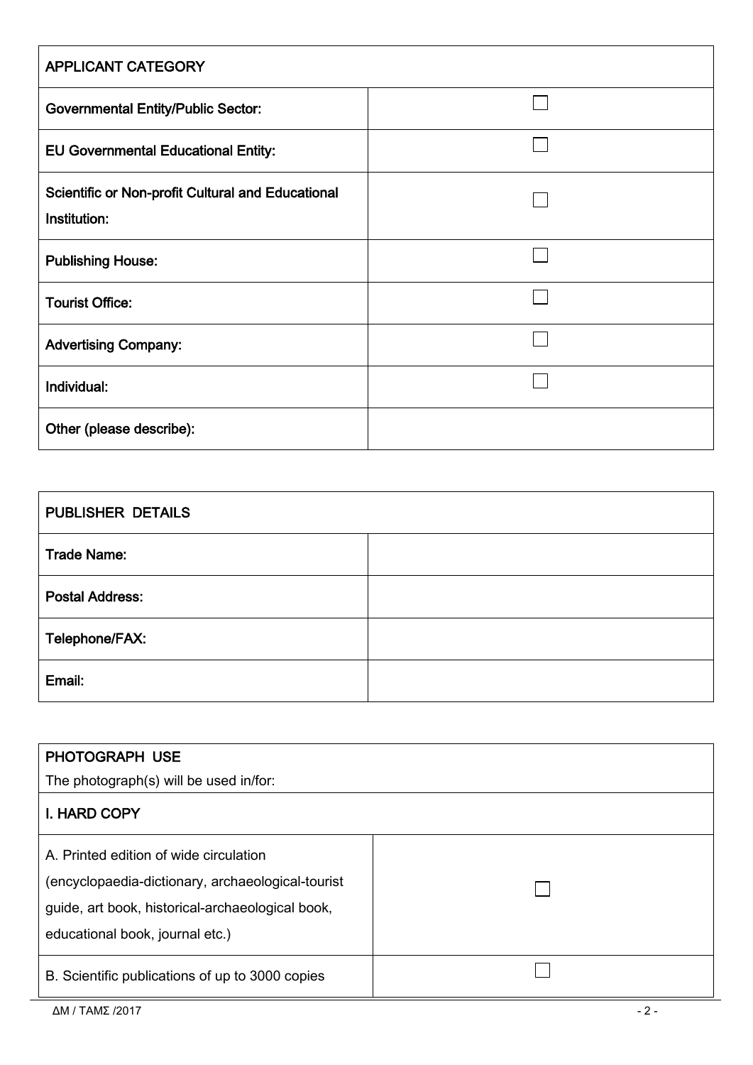| APPLICANT CATEGORY | |
| --- | --- |
| Governmental Entity/Public Sector: | ☐ |
| EU Governmental Educational Entity: | ☐ |
| Scientific or Non-profit Cultural and Educational Institution: | ☐ |
| Publishing House: | ☐ |
| Tourist Office: | ☐ |
| Advertising Company: | ☐ |
| Individual: | ☐ |
| Other (please describe): | |

| PUBLISHER DETAILS | |
| --- | --- |
| Trade Name: | |
| Postal Address: | |
| Telephone/FAX: | |
| Email: | |

| PHOTOGRAPH USE<br>The photograph(s) will be used in/for: | |
| --- | --- |
| I. HARD COPY | |
| A. Printed edition of wide circulation (encyclopaedia-dictionary, archaeological-tourist guide, art book, historical-archaeological book, educational book, journal etc.) | ☐ |
| B. Scientific publications of up to 3000 copies | ☐ |

ΔΜ / ΤΑΜΣ /2017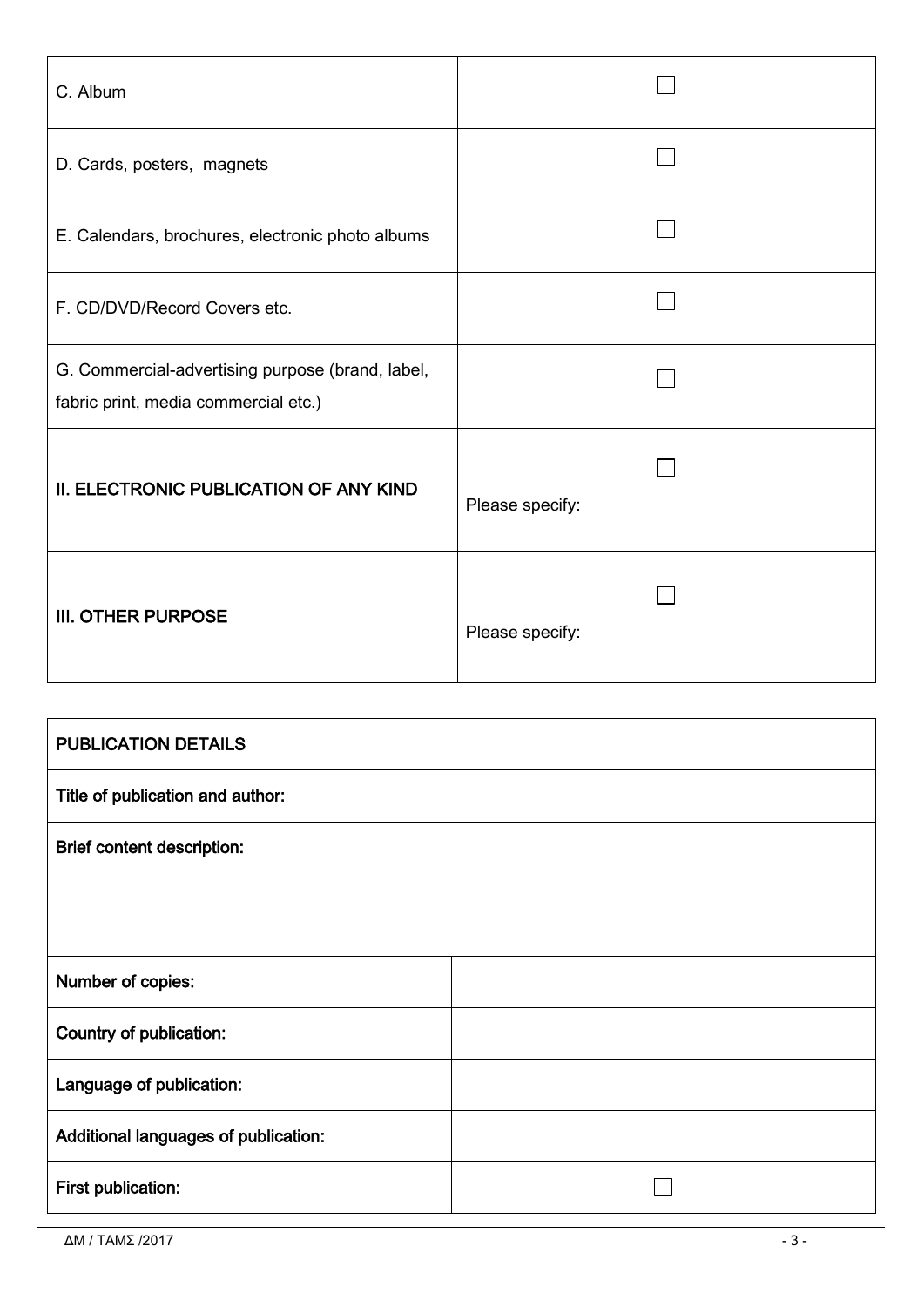| | |
|---|---|
| C. Album | ☐ |
| D. Cards, posters, magnets | ☐ |
| E. Calendars, brochures, electronic photo albums | ☐ |
| F. CD/DVD/Record Covers etc. | ☐ |
| G. Commercial-advertising purpose (brand, label, fabric print, media commercial etc.) | ☐ |
| **II. ELECTRONIC PUBLICATION OF ANY KIND** | ☐ Please specify: |
| **III. OTHER PURPOSE** | ☐ Please specify: |

| **PUBLICATION DETAILS** | |
|---|---|
| **Title of publication and author:** | |
| **Brief content description:** | |
| **Number of copies:** | |
| **Country of publication:** | |
| **Language of publication:** | |
| **Additional languages of publication:** | |
| **First publication:** | ☐ |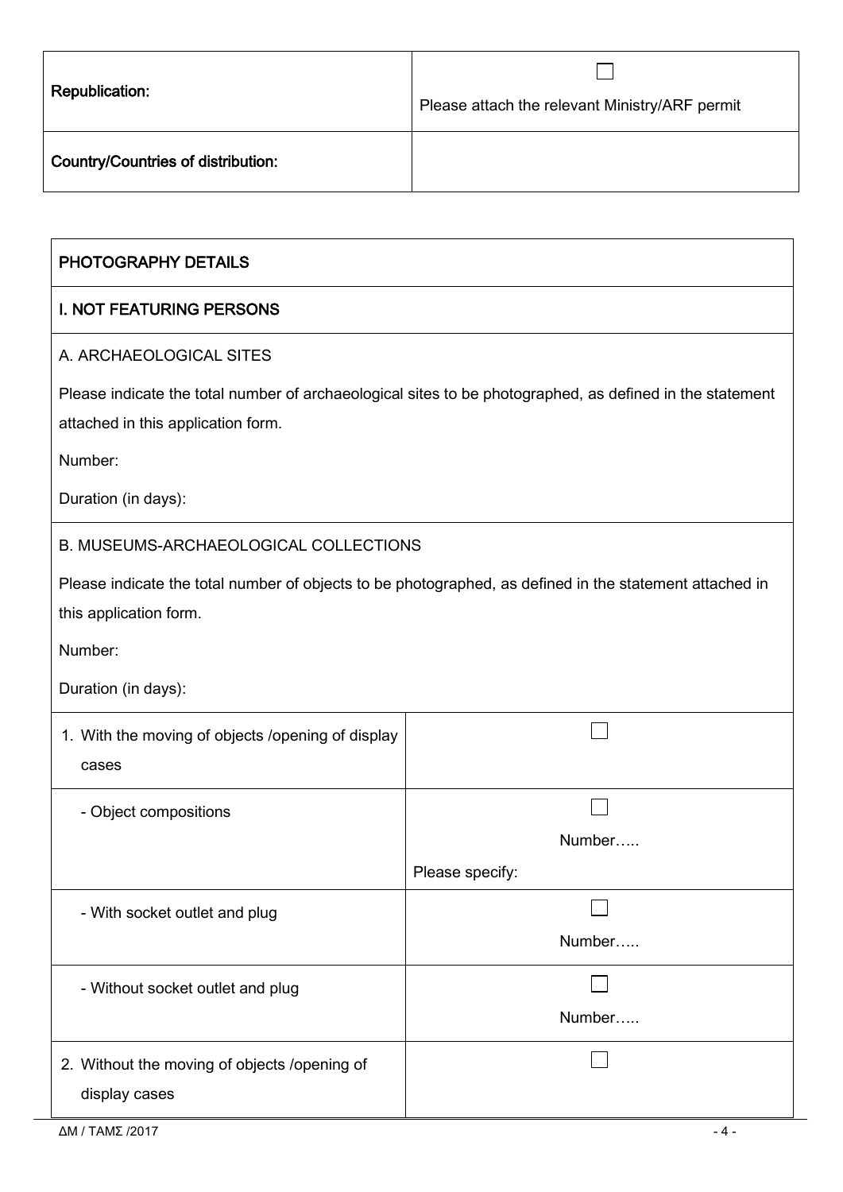| | |
|---|---|
| **Republication:** | ☐<br>Please attach the relevant Ministry/ARF permit |
| **Country/Countries of distribution:** | |

**PHOTOGRAPHY DETAILS**

**I. NOT FEATURING PERSONS**

A. ARCHAEOLOGICAL SITES

Please indicate the total number of archaeological sites to be photographed, as defined in the statement attached in this application form.

Number:

Duration (in days):

B. MUSEUMS-ARCHAEOLOGICAL COLLECTIONS

Please indicate the total number of objects to be photographed, as defined in the statement attached in this application form.

Number:

Duration (in days):

| | |
|---|---|
| 1. With the moving of objects /opening of display cases | ☐ |
| - Object compositions | ☐<br>Number…..<br>Please specify: |
| - With socket outlet and plug | ☐<br>Number….. |
| - Without socket outlet and plug | ☐<br>Number….. |
| 2. Without the moving of objects /opening of display cases | ☐ |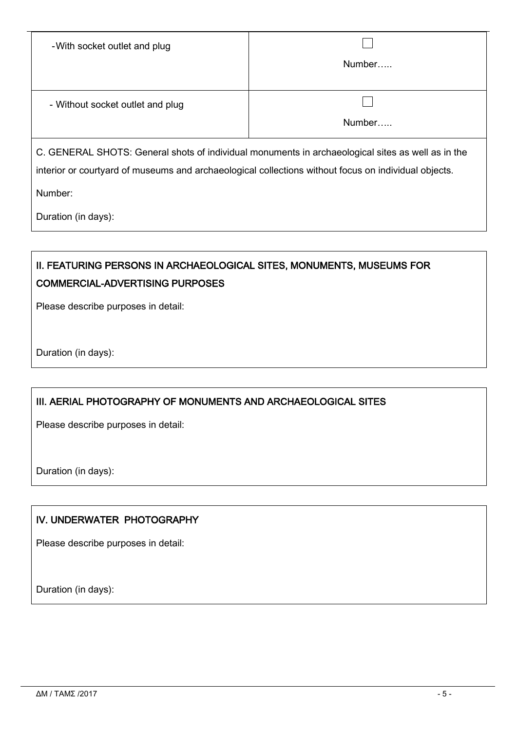| | |
|---|---|
| -With socket outlet and plug | ☐ Number….. |
| - Without socket outlet and plug | ☐ Number….. |

C. GENERAL SHOTS: General shots of individual monuments in archaeological sites as well as in the interior or courtyard of museums and archaeological collections without focus on individual objects.

Number:

Duration (in days):

## II. FEATURING PERSONS IN ARCHAEOLOGICAL SITES, MONUMENTS, MUSEUMS FOR COMMERCIAL-ADVERTISING PURPOSES

Please describe purposes in detail:

Duration (in days):

## III. AERIAL PHOTOGRAPHY OF MONUMENTS AND ARCHAEOLOGICAL SITES

Please describe purposes in detail:

Duration (in days):

## IV. UNDERWATER PHOTOGRAPHY

Please describe purposes in detail:

Duration (in days):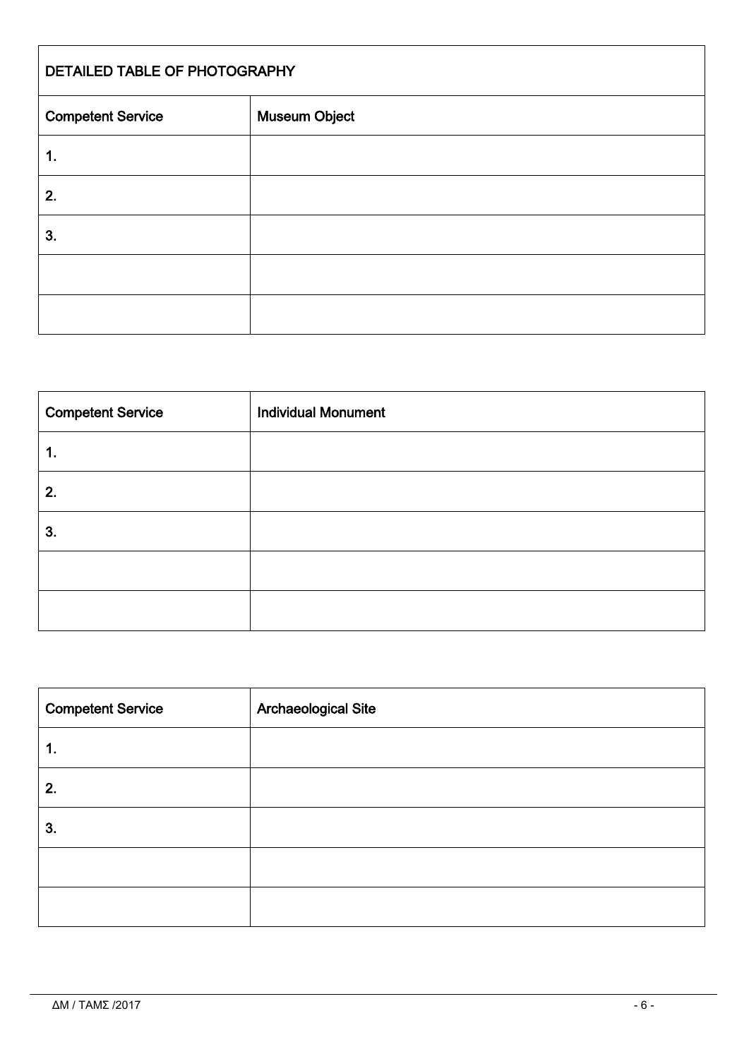| DETAILED TABLE OF PHOTOGRAPHY | |
|---|---|
| **Competent Service** | **Museum Object** |
| 1. | |
| 2. | |
| 3. | |
| | |
| | |

| Competent Service | Individual Monument |
|---|---|
| 1. | |
| 2. | |
| 3. | |
| | |
| | |

| Competent Service | Archaeological Site |
|---|---|
| 1. | |
| 2. | |
| 3. | |
| | |
| | |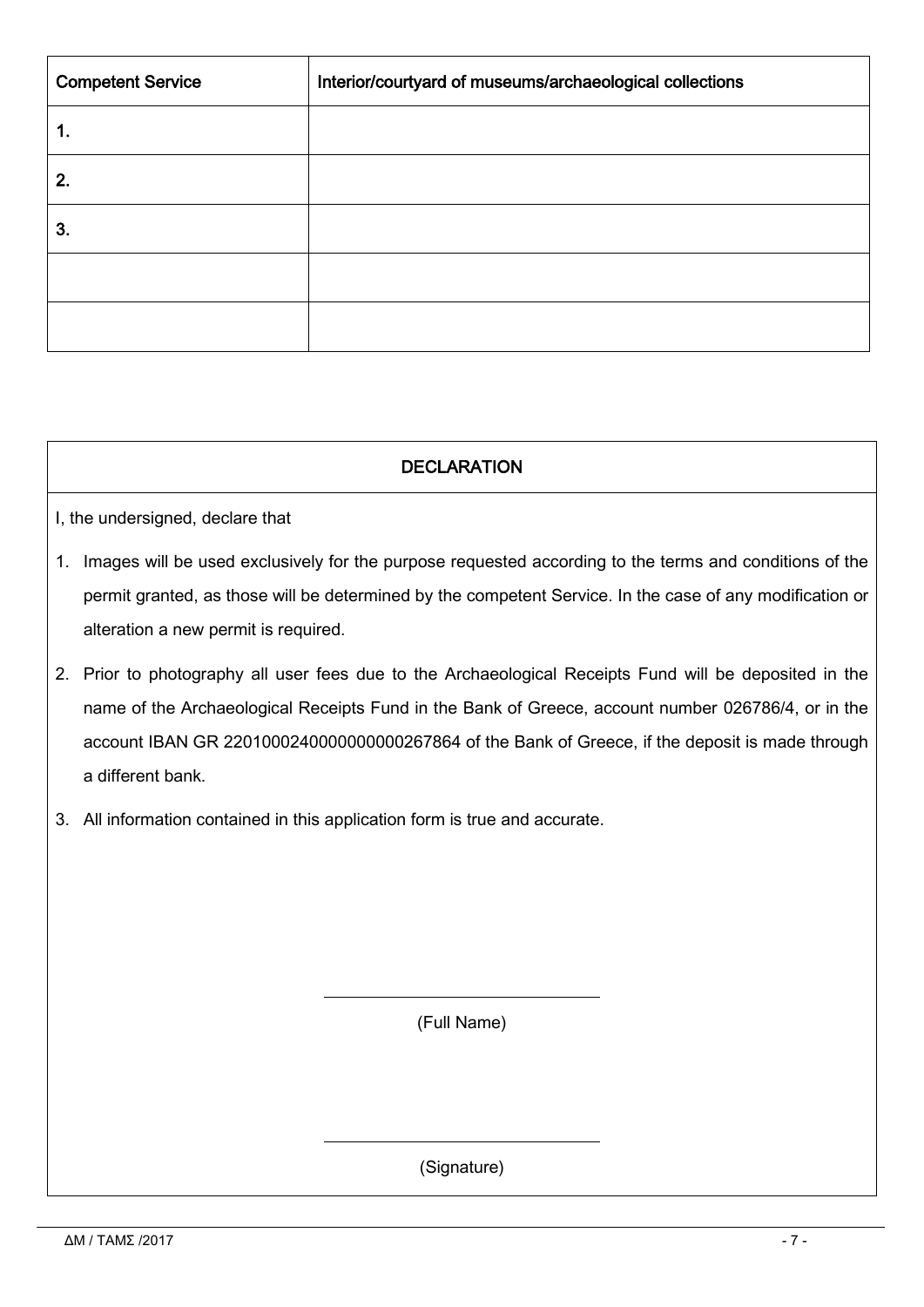| Competent Service | Interior/courtyard of museums/archaeological collections |
|---|---|
| 1. | |
| 2. | |
| 3. | |
| | |
| | |

## DECLARATION

I, the undersigned, declare that

1. Images will be used exclusively for the purpose requested according to the terms and conditions of the permit granted, as those will be determined by the competent Service. In the case of any modification or alteration a new permit is required.
2. Prior to photography all user fees due to the Archaeological Receipts Fund will be deposited in the name of the Archaeological Receipts Fund in the Bank of Greece, account number 026786/4, or in the account IBAN GR 2201000240000000000267864 of the Bank of Greece, if the deposit is made through a different bank.
3. All information contained in this application form is true and accurate.

\_\_\_\_\_\_\_\_\_\_\_\_\_\_\_\_\_\_\_\_\_\_\_\_\_\_\_\_\_\_

(Full Name)

\_\_\_\_\_\_\_\_\_\_\_\_\_\_\_\_\_\_\_\_\_\_\_\_\_\_\_\_\_\_

(Signature)